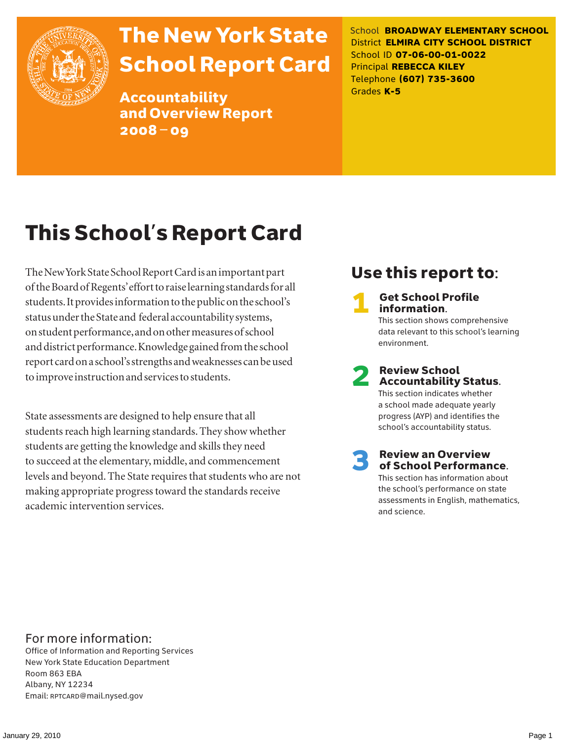# The New York State School Report Card

## Accountability and Overview Report 2008 – 09

School **BROADWAY ELEMENTARY SCHOOL**
District **ELMIRA CITY SCHOOL DISTRICT**
School ID **07-06-00-01-0022**
Principal **REBECCA KILEY**
Telephone **(607) 735-3600**
Grades **K-5**

# This School's Report Card

The New York State School Report Card is an important part of the Board of Regents' effort to raise learning standards for all students. It provides information to the public on the school's status under the State and federal accountability systems, on student performance, and on other measures of school and district performance. Knowledge gained from the school report card on a school's strengths and weaknesses can be used to improve instruction and services to students.

State assessments are designed to help ensure that all students reach high learning standards. They show whether students are getting the knowledge and skills they need to succeed at the elementary, middle, and commencement levels and beyond. The State requires that students who are not making appropriate progress toward the standards receive academic intervention services.

## Use this report to:

**1 Get School Profile information.**
This section shows comprehensive data relevant to this school's learning environment.

**2 Review School Accountability Status.**
This section indicates whether a school made adequate yearly progress (AYP) and identifies the school's accountability status.

**3 Review an Overview of School Performance.**
This section has information about the school's performance on state assessments in English, mathematics, and science.

## For more information:

Office of Information and Reporting Services
New York State Education Department
Room 863 EBA
Albany, NY 12234
Email: RPTCARD@mail.nysed.gov

January 29, 2010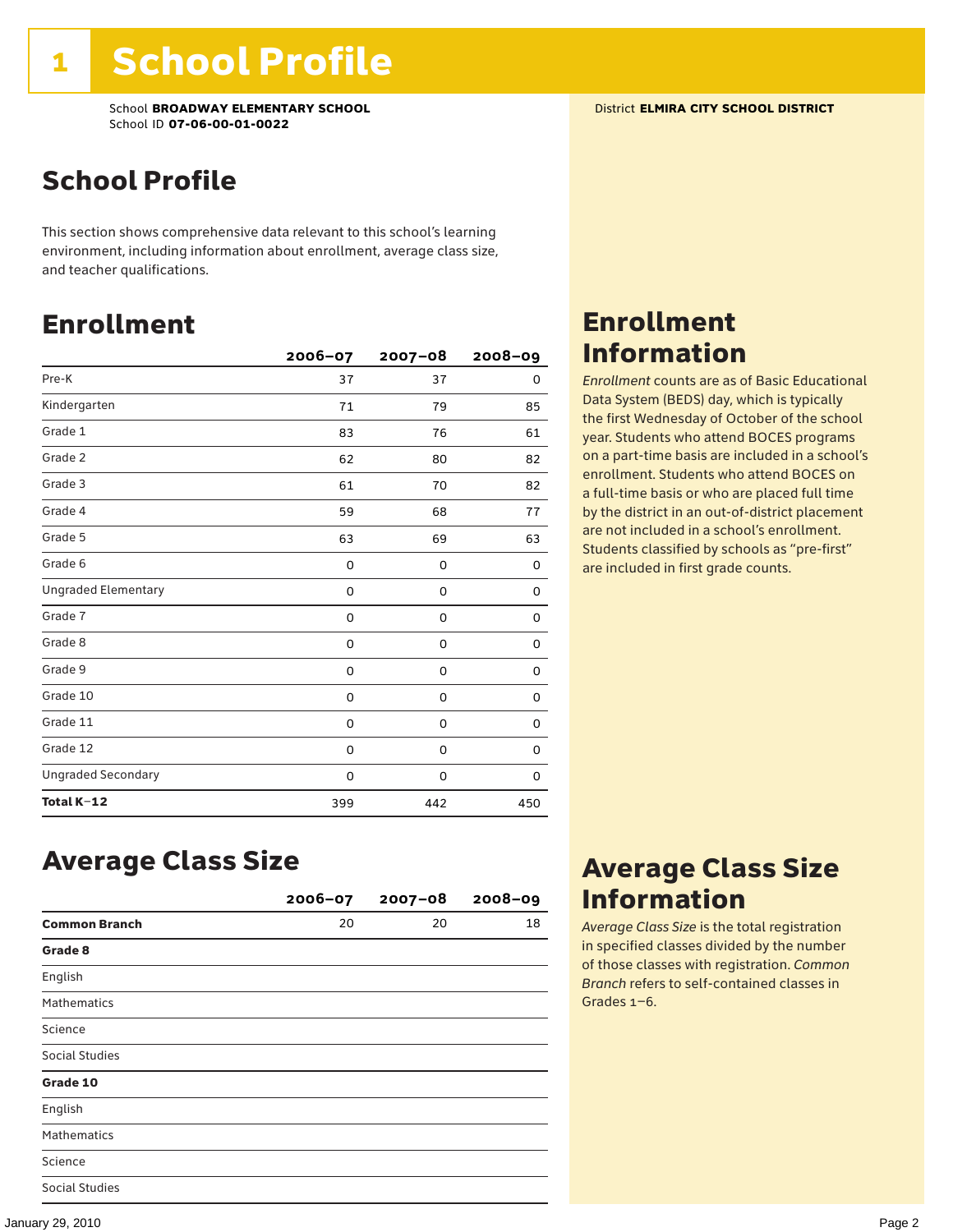# 1 School Profile

School **BROADWAY ELEMENTARY SCHOOL**
School ID **07-06-00-01-0022**

District **ELMIRA CITY SCHOOL DISTRICT**

## School Profile

This section shows comprehensive data relevant to this school's learning environment, including information about enrollment, average class size, and teacher qualifications.

## Enrollment

| | 2006–07 | 2007–08 | 2008–09 |
|---|---|---|---|
| Pre-K | 37 | 37 | 0 |
| Kindergarten | 71 | 79 | 85 |
| Grade 1 | 83 | 76 | 61 |
| Grade 2 | 62 | 80 | 82 |
| Grade 3 | 61 | 70 | 82 |
| Grade 4 | 59 | 68 | 77 |
| Grade 5 | 63 | 69 | 63 |
| Grade 6 | 0 | 0 | 0 |
| Ungraded Elementary | 0 | 0 | 0 |
| Grade 7 | 0 | 0 | 0 |
| Grade 8 | 0 | 0 | 0 |
| Grade 9 | 0 | 0 | 0 |
| Grade 10 | 0 | 0 | 0 |
| Grade 11 | 0 | 0 | 0 |
| Grade 12 | 0 | 0 | 0 |
| Ungraded Secondary | 0 | 0 | 0 |
| **Total K–12** | 399 | 442 | 450 |

## Enrollment Information

*Enrollment* counts are as of Basic Educational Data System (BEDS) day, which is typically the first Wednesday of October of the school year. Students who attend BOCES programs on a part-time basis are included in a school's enrollment. Students who attend BOCES on a full-time basis or who are placed full time by the district in an out-of-district placement are not included in a school's enrollment. Students classified by schools as "pre-first" are included in first grade counts.

## Average Class Size

| | 2006–07 | 2007–08 | 2008–09 |
|---|---|---|---|
| **Common Branch** | 20 | 20 | 18 |
| **Grade 8** | | | |
| English | | | |
| Mathematics | | | |
| Science | | | |
| Social Studies | | | |
| **Grade 10** | | | |
| English | | | |
| Mathematics | | | |
| Science | | | |
| Social Studies | | | |

## Average Class Size Information

*Average Class Size* is the total registration in specified classes divided by the number of those classes with registration. *Common Branch* refers to self-contained classes in Grades 1–6.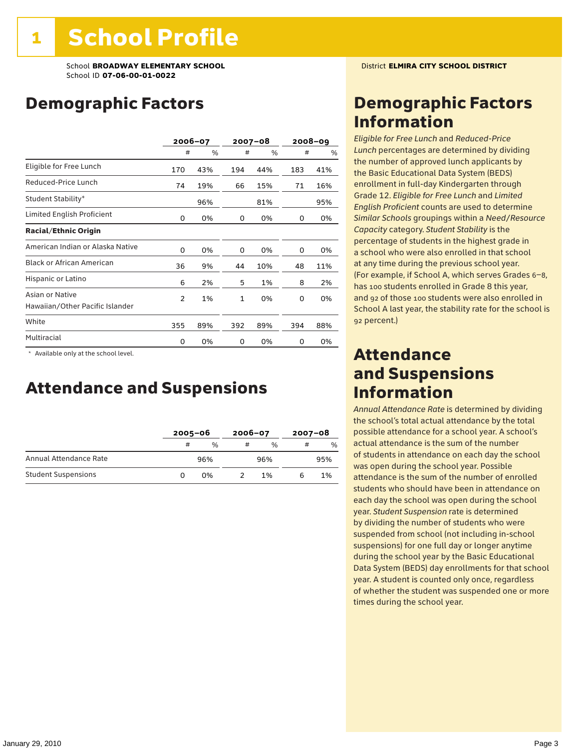# 1 School Profile

School **BROADWAY ELEMENTARY SCHOOL**
School ID **07-06-00-01-0022**

District **ELMIRA CITY SCHOOL DISTRICT**

## Demographic Factors

| | 2006–07 | | 2007–08 | | 2008–09 | |
|---|---|---|---|---|---|---|
| | # | % | # | % | # | % |
| Eligible for Free Lunch | 170 | 43% | 194 | 44% | 183 | 41% |
| Reduced-Price Lunch | 74 | 19% | 66 | 15% | 71 | 16% |
| Student Stability* | | 96% | | 81% | | 95% |
| Limited English Proficient | 0 | 0% | 0 | 0% | 0 | 0% |
| **Racial/Ethnic Origin** | | | | | | |
| American Indian or Alaska Native | 0 | 0% | 0 | 0% | 0 | 0% |
| Black or African American | 36 | 9% | 44 | 10% | 48 | 11% |
| Hispanic or Latino | 6 | 2% | 5 | 1% | 8 | 2% |
| Asian or Native Hawaiian/Other Pacific Islander | 2 | 1% | 1 | 0% | 0 | 0% |
| White | 355 | 89% | 392 | 89% | 394 | 88% |
| Multiracial | 0 | 0% | 0 | 0% | 0 | 0% |

\* Available only at the school level.

## Attendance and Suspensions

| | 2005–06 | | 2006–07 | | 2007–08 | |
|---|---|---|---|---|---|---|
| | # | % | # | % | # | % |
| Annual Attendance Rate | | 96% | | 96% | | 95% |
| Student Suspensions | 0 | 0% | 2 | 1% | 6 | 1% |

## Demographic Factors Information

*Eligible for Free Lunch* and *Reduced-Price Lunch* percentages are determined by dividing the number of approved lunch applicants by the Basic Educational Data System (BEDS) enrollment in full-day Kindergarten through Grade 12. *Eligible for Free Lunch* and *Limited English Proficient* counts are used to determine *Similar Schools* groupings within a *Need/Resource Capacity* category. *Student Stability* is the percentage of students in the highest grade in a school who were also enrolled in that school at any time during the previous school year. (For example, if School A, which serves Grades 6–8, has 100 students enrolled in Grade 8 this year, and 92 of those 100 students were also enrolled in School A last year, the stability rate for the school is 92 percent.)

## Attendance and Suspensions Information

*Annual Attendance Rate* is determined by dividing the school's total actual attendance by the total possible attendance for a school year. A school's actual attendance is the sum of the number of students in attendance on each day the school was open during the school year. Possible attendance is the sum of the number of enrolled students who should have been in attendance on each day the school was open during the school year. *Student Suspension* rate is determined by dividing the number of students who were suspended from school (not including in-school suspensions) for one full day or longer anytime during the school year by the Basic Educational Data System (BEDS) day enrollments for that school year. A student is counted only once, regardless of whether the student was suspended one or more times during the school year.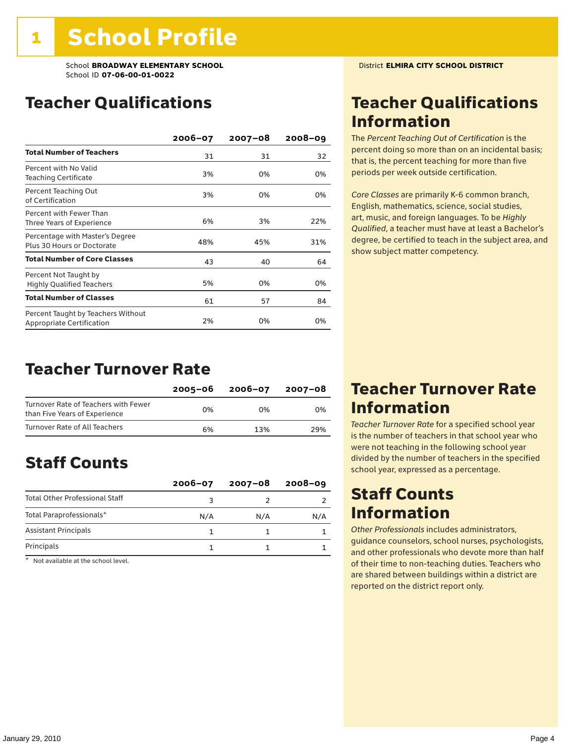# 1 School Profile

School **BROADWAY ELEMENTARY SCHOOL**
School ID **07-06-00-01-0022**

District **ELMIRA CITY SCHOOL DISTRICT**

## Teacher Qualifications

| | 2006–07 | 2007–08 | 2008–09 |
|---|---|---|---|
| **Total Number of Teachers** | 31 | 31 | 32 |
| Percent with No Valid Teaching Certificate | 3% | 0% | 0% |
| Percent Teaching Out of Certification | 3% | 0% | 0% |
| Percent with Fewer Than Three Years of Experience | 6% | 3% | 22% |
| Percentage with Master's Degree Plus 30 Hours or Doctorate | 48% | 45% | 31% |
| **Total Number of Core Classes** | 43 | 40 | 64 |
| Percent Not Taught by Highly Qualified Teachers | 5% | 0% | 0% |
| **Total Number of Classes** | 61 | 57 | 84 |
| Percent Taught by Teachers Without Appropriate Certification | 2% | 0% | 0% |

## Teacher Qualifications Information

The *Percent Teaching Out of Certification* is the percent doing so more than on an incidental basis; that is, the percent teaching for more than five periods per week outside certification.

*Core Classes* are primarily K-6 common branch, English, mathematics, science, social studies, art, music, and foreign languages. To be *Highly Qualified*, a teacher must have at least a Bachelor's degree, be certified to teach in the subject area, and show subject matter competency.

## Teacher Turnover Rate

| | 2005–06 | 2006–07 | 2007–08 |
|---|---|---|---|
| Turnover Rate of Teachers with Fewer than Five Years of Experience | 0% | 0% | 0% |
| Turnover Rate of All Teachers | 6% | 13% | 29% |

## Teacher Turnover Rate Information

*Teacher Turnover Rate* for a specified school year is the number of teachers in that school year who were not teaching in the following school year divided by the number of teachers in the specified school year, expressed as a percentage.

## Staff Counts

| | 2006–07 | 2007–08 | 2008–09 |
|---|---|---|---|
| Total Other Professional Staff | 3 | 2 | 2 |
| Total Paraprofessionals* | N/A | N/A | N/A |
| Assistant Principals | 1 | 1 | 1 |
| Principals | 1 | 1 | 1 |

\* Not available at the school level.

## Staff Counts Information

*Other Professionals* includes administrators, guidance counselors, school nurses, psychologists, and other professionals who devote more than half of their time to non-teaching duties. Teachers who are shared between buildings within a district are reported on the district report only.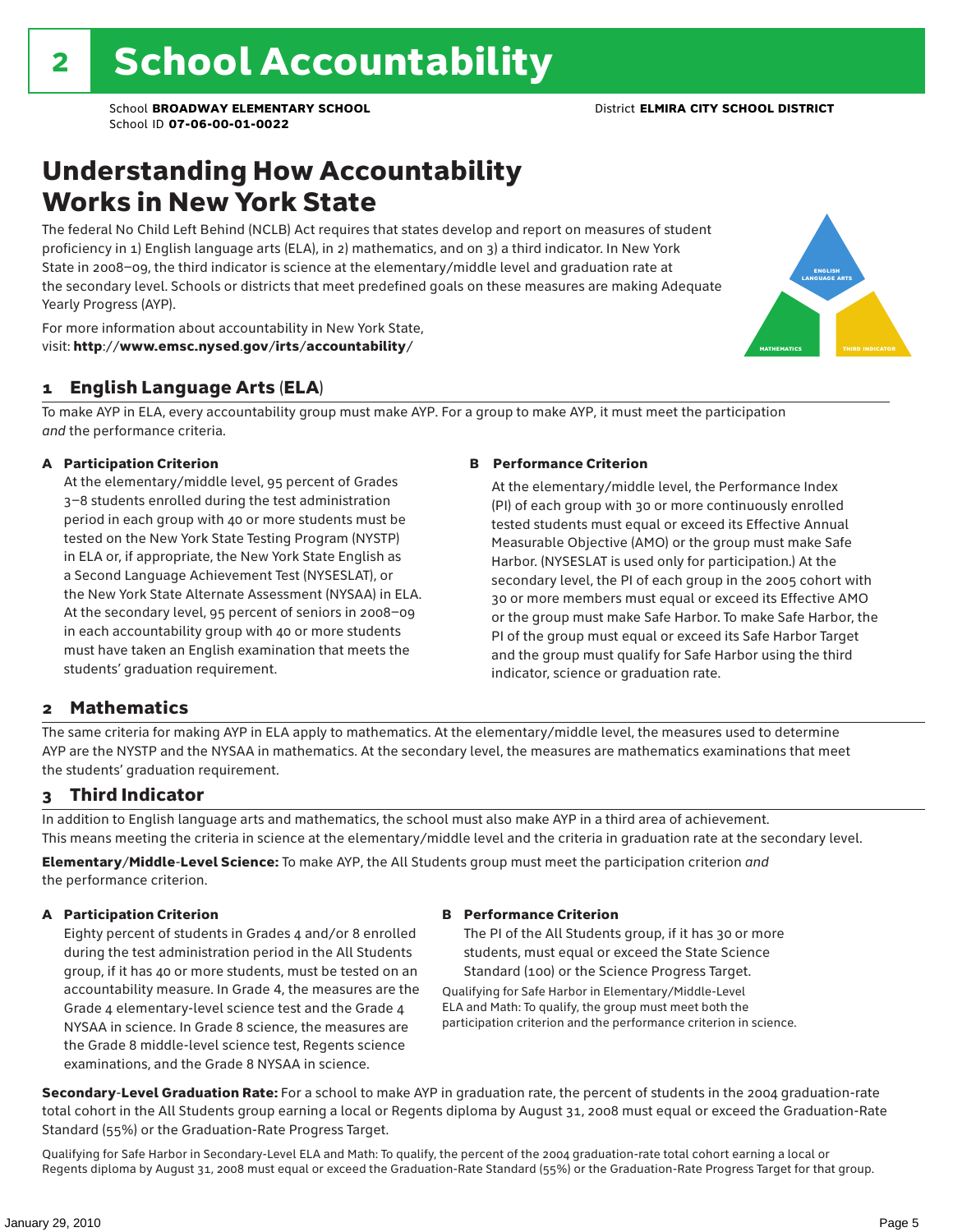# 2 School Accountability

School **BROADWAY ELEMENTARY SCHOOL** District **ELMIRA CITY SCHOOL DISTRICT**
School ID **07-06-00-01-0022**

## Understanding How Accountability Works in New York State

The federal No Child Left Behind (NCLB) Act requires that states develop and report on measures of student proficiency in 1) English language arts (ELA), in 2) mathematics, and on 3) a third indicator. In New York State in 2008–09, the third indicator is science at the elementary/middle level and graduation rate at the secondary level. Schools or districts that meet predefined goals on these measures are making Adequate Yearly Progress (AYP).

For more information about accountability in New York State, visit: **http://www.emsc.nysed.gov/irts/accountability/**

ENGLISH LANGUAGE ARTS
MATHEMATICS
THIRD INDICATOR

### 1 English Language Arts (ELA)

To make AYP in ELA, every accountability group must make AYP. For a group to make AYP, it must meet the participation *and* the performance criteria.

**A Participation Criterion**

At the elementary/middle level, 95 percent of Grades 3–8 students enrolled during the test administration period in each group with 40 or more students must be tested on the New York State Testing Program (NYSTP) in ELA or, if appropriate, the New York State English as a Second Language Achievement Test (NYSESLAT), or the New York State Alternate Assessment (NYSAA) in ELA. At the secondary level, 95 percent of seniors in 2008–09 in each accountability group with 40 or more students must have taken an English examination that meets the students' graduation requirement.

**B Performance Criterion**

At the elementary/middle level, the Performance Index (PI) of each group with 30 or more continuously enrolled tested students must equal or exceed its Effective Annual Measurable Objective (AMO) or the group must make Safe Harbor. (NYSESLAT is used only for participation.) At the secondary level, the PI of each group in the 2005 cohort with 30 or more members must equal or exceed its Effective AMO or the group must make Safe Harbor. To make Safe Harbor, the PI of the group must equal or exceed its Safe Harbor Target and the group must qualify for Safe Harbor using the third indicator, science or graduation rate.

### 2 Mathematics

The same criteria for making AYP in ELA apply to mathematics. At the elementary/middle level, the measures used to determine AYP are the NYSTP and the NYSAA in mathematics. At the secondary level, the measures are mathematics examinations that meet the students' graduation requirement.

### 3 Third Indicator

In addition to English language arts and mathematics, the school must also make AYP in a third area of achievement. This means meeting the criteria in science at the elementary/middle level and the criteria in graduation rate at the secondary level.

**Elementary/Middle-Level Science:** To make AYP, the All Students group must meet the participation criterion *and* the performance criterion.

**A Participation Criterion**

Eighty percent of students in Grades 4 and/or 8 enrolled during the test administration period in the All Students group, if it has 40 or more students, must be tested on an accountability measure. In Grade 4, the measures are the Grade 4 elementary-level science test and the Grade 4 NYSAA in science. In Grade 8 science, the measures are the Grade 8 middle-level science test, Regents science examinations, and the Grade 8 NYSAA in science.

**B Performance Criterion**

The PI of the All Students group, if it has 30 or more students, must equal or exceed the State Science Standard (100) or the Science Progress Target.

Qualifying for Safe Harbor in Elementary/Middle-Level ELA and Math: To qualify, the group must meet both the participation criterion and the performance criterion in science.

**Secondary-Level Graduation Rate:** For a school to make AYP in graduation rate, the percent of students in the 2004 graduation-rate total cohort in the All Students group earning a local or Regents diploma by August 31, 2008 must equal or exceed the Graduation-Rate Standard (55%) or the Graduation-Rate Progress Target.

Qualifying for Safe Harbor in Secondary-Level ELA and Math: To qualify, the percent of the 2004 graduation-rate total cohort earning a local or Regents diploma by August 31, 2008 must equal or exceed the Graduation-Rate Standard (55%) or the Graduation-Rate Progress Target for that group.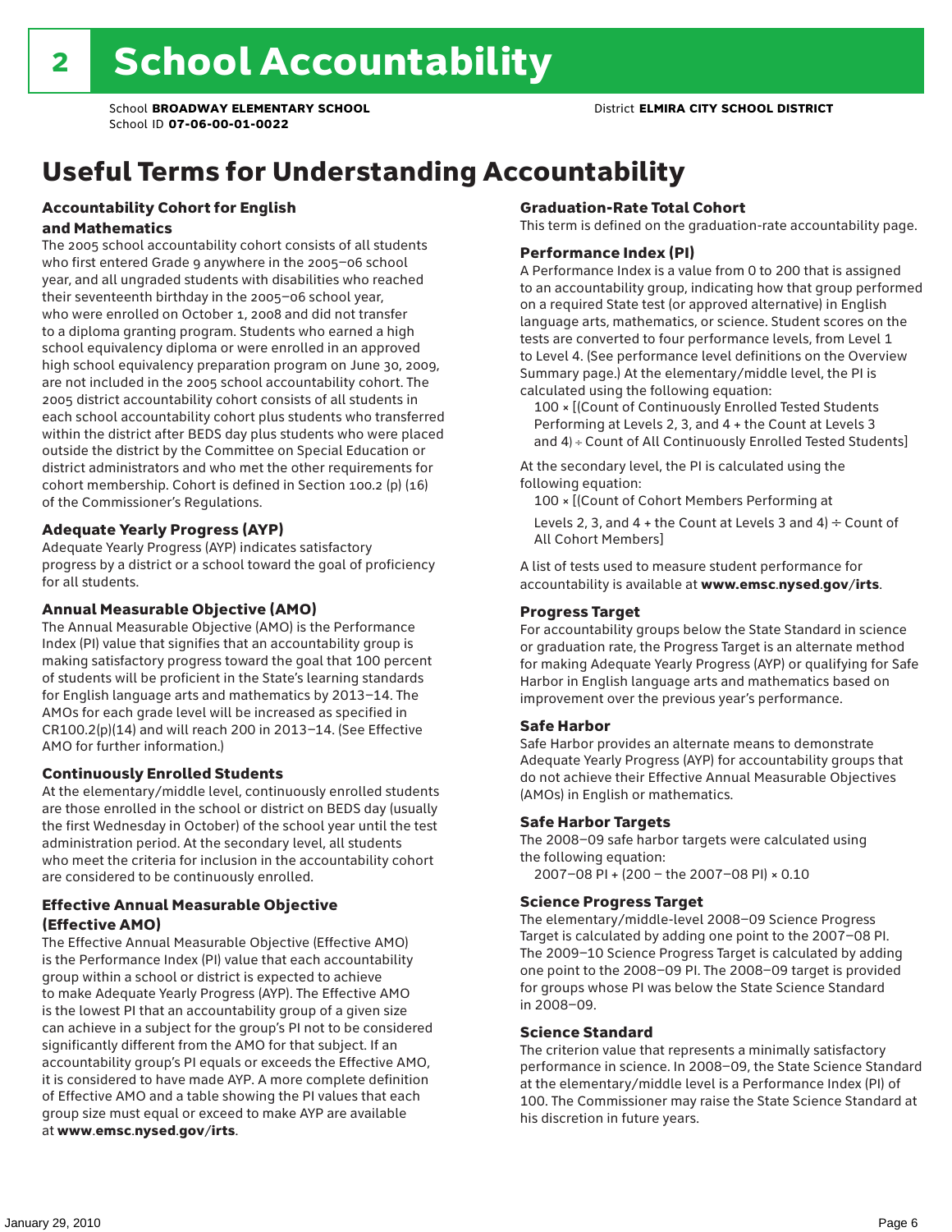# 2 School Accountability

School **BROADWAY ELEMENTARY SCHOOL**
School ID **07-06-00-01-0022**

District **ELMIRA CITY SCHOOL DISTRICT**

## Useful Terms for Understanding Accountability

### Accountability Cohort for English and Mathematics

The 2005 school accountability cohort consists of all students who first entered Grade 9 anywhere in the 2005–06 school year, and all ungraded students with disabilities who reached their seventeenth birthday in the 2005–06 school year, who were enrolled on October 1, 2008 and did not transfer to a diploma granting program. Students who earned a high school equivalency diploma or were enrolled in an approved high school equivalency preparation program on June 30, 2009, are not included in the 2005 school accountability cohort. The 2005 district accountability cohort consists of all students in each school accountability cohort plus students who transferred within the district after BEDS day plus students who were placed outside the district by the Committee on Special Education or district administrators and who met the other requirements for cohort membership. Cohort is defined in Section 100.2 (p) (16) of the Commissioner's Regulations.

### Adequate Yearly Progress (AYP)

Adequate Yearly Progress (AYP) indicates satisfactory progress by a district or a school toward the goal of proficiency for all students.

### Annual Measurable Objective (AMO)

The Annual Measurable Objective (AMO) is the Performance Index (PI) value that signifies that an accountability group is making satisfactory progress toward the goal that 100 percent of students will be proficient in the State's learning standards for English language arts and mathematics by 2013–14. The AMOs for each grade level will be increased as specified in CR100.2(p)(14) and will reach 200 in 2013–14. (See Effective AMO for further information.)

### Continuously Enrolled Students

At the elementary/middle level, continuously enrolled students are those enrolled in the school or district on BEDS day (usually the first Wednesday in October) of the school year until the test administration period. At the secondary level, all students who meet the criteria for inclusion in the accountability cohort are considered to be continuously enrolled.

### Effective Annual Measurable Objective (Effective AMO)

The Effective Annual Measurable Objective (Effective AMO) is the Performance Index (PI) value that each accountability group within a school or district is expected to achieve to make Adequate Yearly Progress (AYP). The Effective AMO is the lowest PI that an accountability group of a given size can achieve in a subject for the group's PI not to be considered significantly different from the AMO for that subject. If an accountability group's PI equals or exceeds the Effective AMO, it is considered to have made AYP. A more complete definition of Effective AMO and a table showing the PI values that each group size must equal or exceed to make AYP are available at **www.emsc.nysed.gov/irts**.

### Graduation-Rate Total Cohort

This term is defined on the graduation-rate accountability page.

### Performance Index (PI)

A Performance Index is a value from 0 to 200 that is assigned to an accountability group, indicating how that group performed on a required State test (or approved alternative) in English language arts, mathematics, or science. Student scores on the tests are converted to four performance levels, from Level 1 to Level 4. (See performance level definitions on the Overview Summary page.) At the elementary/middle level, the PI is calculated using the following equation:

100 × [(Count of Continuously Enrolled Tested Students Performing at Levels 2, 3, and 4 + the Count at Levels 3 and 4) ÷ Count of All Continuously Enrolled Tested Students]

At the secondary level, the PI is calculated using the following equation:

100 × [(Count of Cohort Members Performing at Levels 2, 3, and 4 + the Count at Levels 3 and 4) ÷ Count of All Cohort Members]

A list of tests used to measure student performance for accountability is available at **www.emsc.nysed.gov/irts**.

### Progress Target

For accountability groups below the State Standard in science or graduation rate, the Progress Target is an alternate method for making Adequate Yearly Progress (AYP) or qualifying for Safe Harbor in English language arts and mathematics based on improvement over the previous year's performance.

### Safe Harbor

Safe Harbor provides an alternate means to demonstrate Adequate Yearly Progress (AYP) for accountability groups that do not achieve their Effective Annual Measurable Objectives (AMOs) in English or mathematics.

### Safe Harbor Targets

The 2008–09 safe harbor targets were calculated using the following equation:

2007–08 PI + (200 – the 2007–08 PI) × 0.10

### Science Progress Target

The elementary/middle-level 2008–09 Science Progress Target is calculated by adding one point to the 2007–08 PI. The 2009–10 Science Progress Target is calculated by adding one point to the 2008–09 PI. The 2008–09 target is provided for groups whose PI was below the State Science Standard in 2008–09.

### Science Standard

The criterion value that represents a minimally satisfactory performance in science. In 2008–09, the State Science Standard at the elementary/middle level is a Performance Index (PI) of 100. The Commissioner may raise the State Science Standard at his discretion in future years.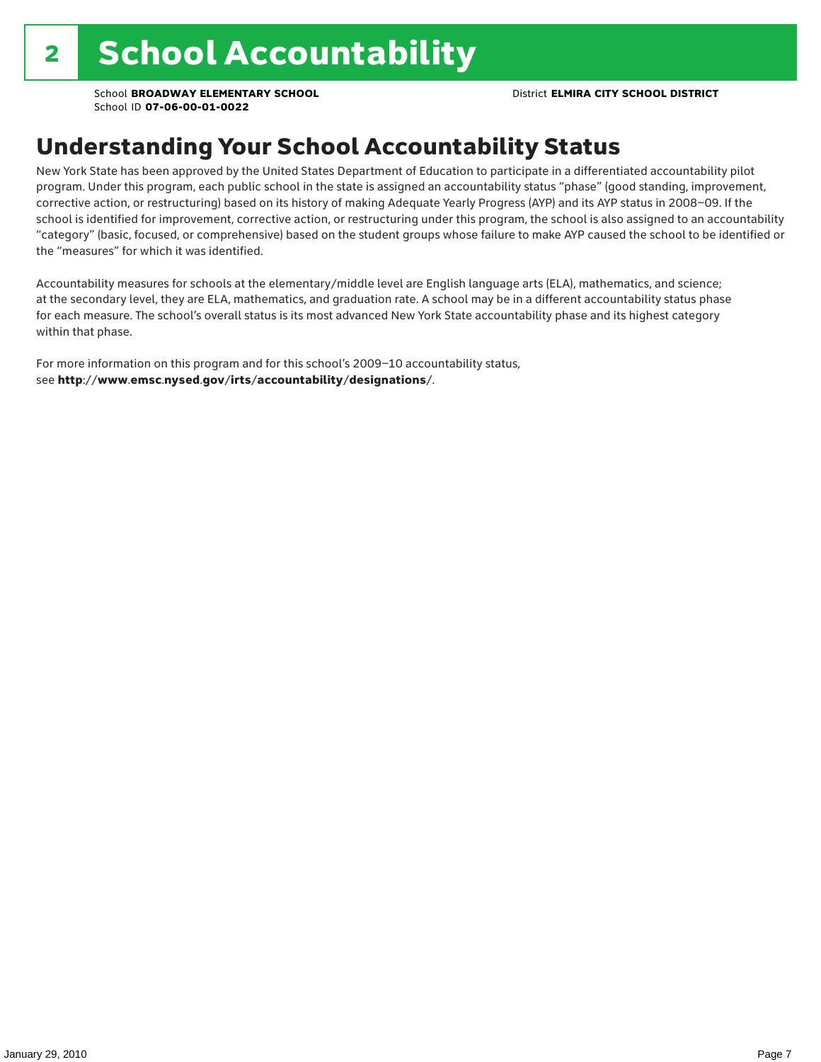# 2 School Accountability

School **BROADWAY ELEMENTARY SCHOOL**
School ID **07-06-00-01-0022**

District **ELMIRA CITY SCHOOL DISTRICT**

## Understanding Your School Accountability Status

New York State has been approved by the United States Department of Education to participate in a differentiated accountability pilot program. Under this program, each public school in the state is assigned an accountability status "phase" (good standing, improvement, corrective action, or restructuring) based on its history of making Adequate Yearly Progress (AYP) and its AYP status in 2008–09. If the school is identified for improvement, corrective action, or restructuring under this program, the school is also assigned to an accountability "category" (basic, focused, or comprehensive) based on the student groups whose failure to make AYP caused the school to be identified or the "measures" for which it was identified.

Accountability measures for schools at the elementary/middle level are English language arts (ELA), mathematics, and science; at the secondary level, they are ELA, mathematics, and graduation rate. A school may be in a different accountability status phase for each measure. The school's overall status is its most advanced New York State accountability phase and its highest category within that phase.

For more information on this program and for this school's 2009–10 accountability status, see **http://www.emsc.nysed.gov/irts/accountability/designations/**.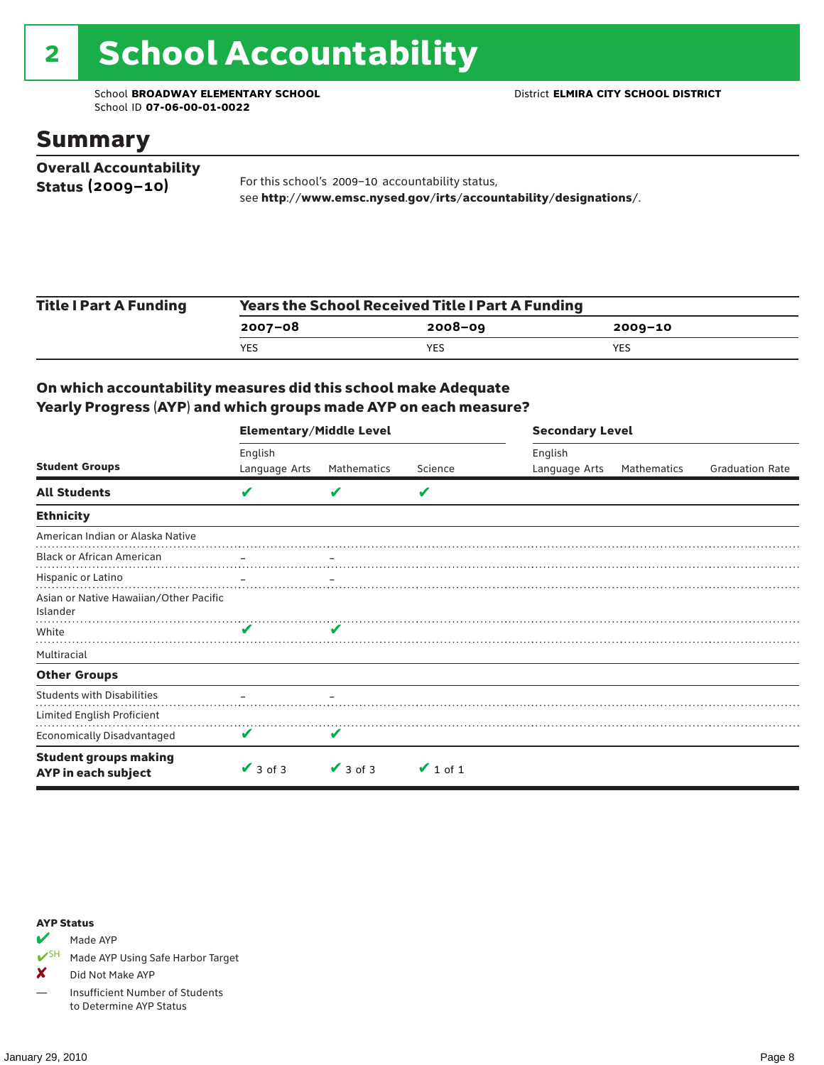# 2 School Accountability

School **BROADWAY ELEMENTARY SCHOOL**
School ID **07-06-00-01-0022**

District **ELMIRA CITY SCHOOL DISTRICT**

## Summary

**Overall Accountability Status (2009–10)**

For this school's 2009–10 accountability status, see **http://www.emsc.nysed.gov/irts/accountability/designations/**.

**Title I Part A Funding**

| Years the School Received Title I Part A Funding | | |
|---|---|---|
| **2007–08** | **2008–09** | **2009–10** |
| YES | YES | YES |

### On which accountability measures did this school make Adequate Yearly Progress (AYP) and which groups made AYP on each measure?

| | Elementary/Middle Level | | | Secondary Level | | |
|---|---|---|---|---|---|---|
| **Student Groups** | English Language Arts | Mathematics | Science | English Language Arts | Mathematics | Graduation Rate |
| **All Students** | ✔ | ✔ | ✔ | | | |
| **Ethnicity** | | | | | | |
| American Indian or Alaska Native | | | | | | |
| Black or African American | – | – | | | | |
| Hispanic or Latino | – | – | | | | |
| Asian or Native Hawaiian/Other Pacific Islander | | | | | | |
| White | ✔ | ✔ | | | | |
| Multiracial | | | | | | |
| **Other Groups** | | | | | | |
| Students with Disabilities | – | – | | | | |
| Limited English Proficient | | | | | | |
| Economically Disadvantaged | ✔ | ✔ | | | | |
| **Student groups making AYP in each subject** | ✔ 3 of 3 | ✔ 3 of 3 | ✔ 1 of 1 | | | |

**AYP Status**

- ✔ Made AYP
- ✔SH Made AYP Using Safe Harbor Target
- ✘ Did Not Make AYP
- — Insufficient Number of Students to Determine AYP Status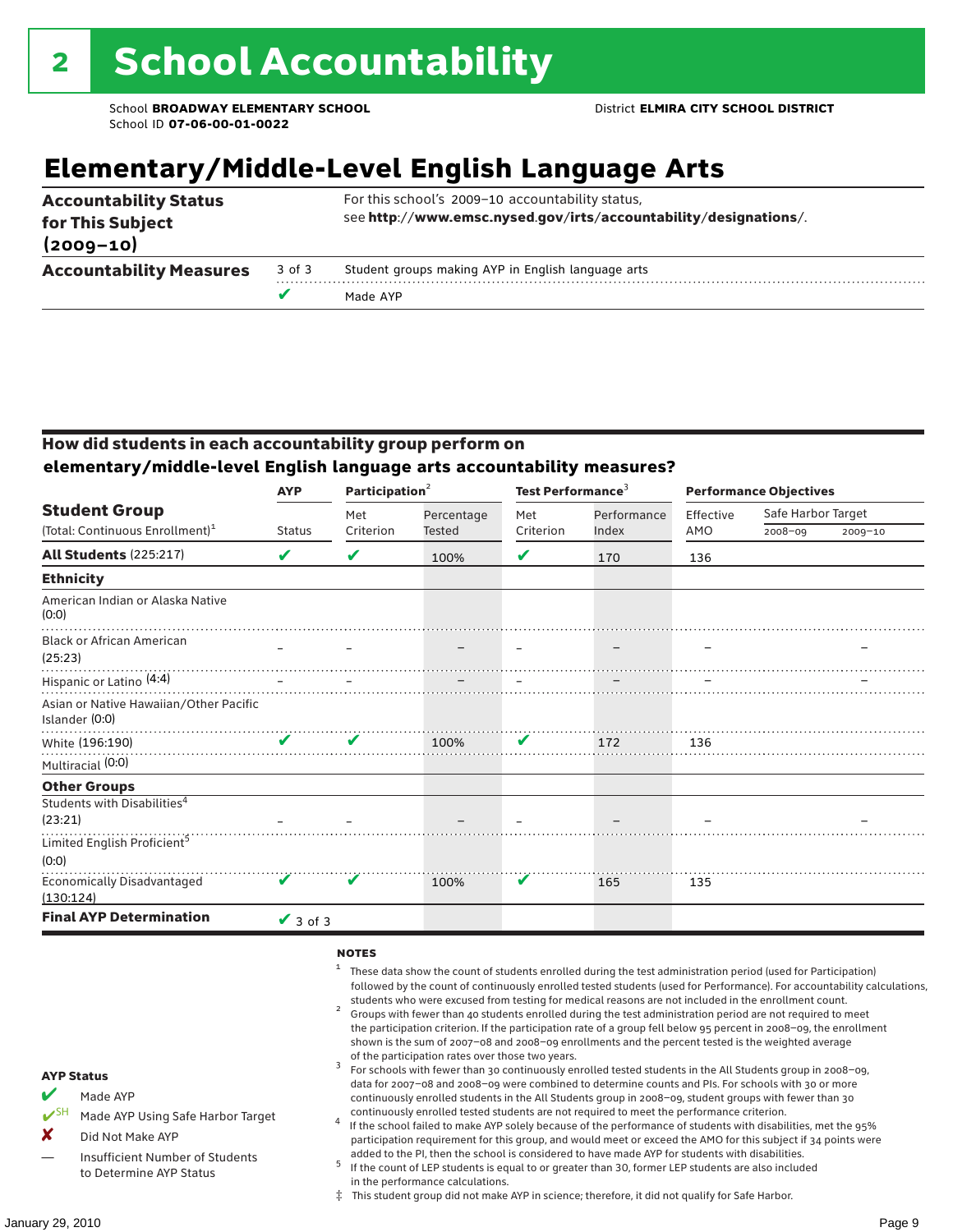# 2 School Accountability

School **BROADWAY ELEMENTARY SCHOOL** District **ELMIRA CITY SCHOOL DISTRICT**
School ID **07-06-00-01-0022**

## Elementary/Middle-Level English Language Arts

| | | |
|---|---|---|
| **Accountability Status for This Subject (2009–10)** | | For this school's 2009–10 accountability status, see **http://www.emsc.nysed.gov/irts/accountability/designations/**. |
| **Accountability Measures** | 3 of 3 | Student groups making AYP in English language arts |
| | ✔ | Made AYP |

### How did students in each accountability group perform on elementary/middle-level English language arts accountability measures?

| Student Group (Total: Continuous Enrollment)[1] | AYP Status | Participation[2] Met Criterion | Participation[2] Percentage Tested | Test Performance[3] Met Criterion | Test Performance[3] Performance Index | Performance Objectives Effective AMO | Safe Harbor Target 2008–09 | Safe Harbor Target 2009–10 |
|---|---|---|---|---|---|---|---|---|
| **All Students** (225:217) | ✔ | ✔ | 100% | ✔ | 170 | 136 | | |
| **Ethnicity** | | | | | | | | |
| American Indian or Alaska Native (0:0) | | | | | | | | |
| Black or African American (25:23) | – | – | – | – | – | – | | – |
| Hispanic or Latino (4:4) | – | – | – | – | – | – | | – |
| Asian or Native Hawaiian/Other Pacific Islander (0:0) | | | | | | | | |
| White (196:190) | ✔ | ✔ | 100% | ✔ | 172 | 136 | | |
| Multiracial (0:0) | | | | | | | | |
| **Other Groups** | | | | | | | | |
| Students with Disabilities[4] (23:21) | – | – | – | – | – | – | | – |
| Limited English Proficient[5] (0:0) | | | | | | | | |
| Economically Disadvantaged (130:124) | ✔ | ✔ | 100% | ✔ | 165 | 135 | | |
| **Final AYP Determination** | ✔ 3 of 3 | | | | | | | |

**AYP Status**

- ✔ Made AYP
- ✔SH Made AYP Using Safe Harbor Target
- ✘ Did Not Make AYP
- — Insufficient Number of Students to Determine AYP Status

**NOTES**

1. These data show the count of students enrolled during the test administration period (used for Participation) followed by the count of continuously enrolled tested students (used for Performance). For accountability calculations, students who were excused from testing for medical reasons are not included in the enrollment count.
2. Groups with fewer than 40 students enrolled during the test administration period are not required to meet the participation criterion. If the participation rate of a group fell below 95 percent in 2008–09, the enrollment shown is the sum of 2007–08 and 2008–09 enrollments and the percent tested is the weighted average of the participation rates over those two years.
3. For schools with fewer than 30 continuously enrolled tested students in the All Students group in 2008–09, data for 2007–08 and 2008–09 were combined to determine counts and PIs. For schools with 30 or more continuously enrolled students in the All Students group in 2008–09, student groups with fewer than 30 continuously enrolled tested students are not required to meet the performance criterion.
4. If the school failed to make AYP solely because of the performance of students with disabilities, met the 95% participation requirement for this group, and would meet or exceed the AMO for this subject if 34 points were added to the PI, then the school is considered to have made AYP for students with disabilities.
5. If the count of LEP students is equal to or greater than 30, former LEP students are also included in the performance calculations.

‡ This student group did not make AYP in science; therefore, it did not qualify for Safe Harbor.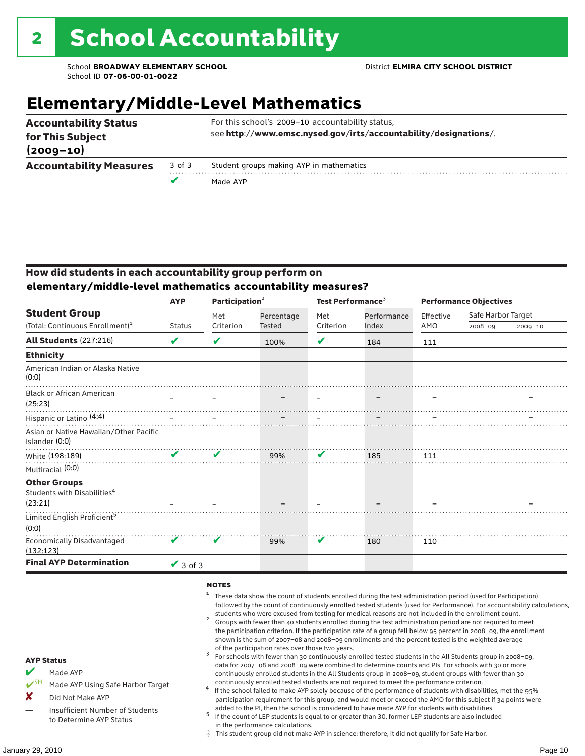# 2 School Accountability

School **BROADWAY ELEMENTARY SCHOOL**
School ID **07-06-00-01-0022**

District **ELMIRA CITY SCHOOL DISTRICT**

## Elementary/Middle-Level Mathematics

| | | |
|---|---|---|
| **Accountability Status for This Subject (2009–10)** | | For this school's 2009–10 accountability status, see **http://www.emsc.nysed.gov/irts/accountability/designations/**. |
| **Accountability Measures** | 3 of 3 | Student groups making AYP in mathematics |
| | ✔ | Made AYP |

### How did students in each accountability group perform on elementary/middle-level mathematics accountability measures?

| Student Group (Total: Continuous Enrollment)[1] | AYP Status | Participation[2] Met Criterion | Participation[2] Percentage Tested | Test Performance[3] Met Criterion | Test Performance[3] Performance Index | Performance Objectives Effective AMO | Safe Harbor Target 2008–09 | Safe Harbor Target 2009–10 |
|---|---|---|---|---|---|---|---|---|
| **All Students** (227:216) | ✔ | ✔ | 100% | ✔ | 184 | 111 | | |
| **Ethnicity** | | | | | | | | |
| American Indian or Alaska Native (0:0) | | | | | | | | |
| Black or African American (25:23) | – | – | – | – | – | – | | – |
| Hispanic or Latino (4:4) | – | – | – | – | – | – | | – |
| Asian or Native Hawaiian/Other Pacific Islander (0:0) | | | | | | | | |
| White (198:189) | ✔ | ✔ | 99% | ✔ | 185 | 111 | | |
| Multiracial (0:0) | | | | | | | | |
| **Other Groups** | | | | | | | | |
| Students with Disabilities[4] (23:21) | – | – | – | – | – | – | | – |
| Limited English Proficient[5] (0:0) | | | | | | | | |
| Economically Disadvantaged (132:123) | ✔ | ✔ | 99% | ✔ | 180 | 110 | | |
| **Final AYP Determination** | ✔ 3 of 3 | | | | | | | |

**AYP Status**

- ✔ Made AYP
- ✔SH Made AYP Using Safe Harbor Target
- ✘ Did Not Make AYP
- — Insufficient Number of Students to Determine AYP Status

**NOTES**

1. These data show the count of students enrolled during the test administration period (used for Participation) followed by the count of continuously enrolled tested students (used for Performance). For accountability calculations, students who were excused from testing for medical reasons are not included in the enrollment count.
2. Groups with fewer than 40 students enrolled during the test administration period are not required to meet the participation criterion. If the participation rate of a group fell below 95 percent in 2008–09, the enrollment shown is the sum of 2007–08 and 2008–09 enrollments and the percent tested is the weighted average of the participation rates over those two years.
3. For schools with fewer than 30 continuously enrolled tested students in the All Students group in 2008–09, data for 2007–08 and 2008–09 were combined to determine counts and PIs. For schools with 30 or more continuously enrolled students in the All Students group in 2008–09, student groups with fewer than 30 continuously enrolled tested students are not required to meet the performance criterion.
4. If the school failed to make AYP solely because of the performance of students with disabilities, met the 95% participation requirement for this group, and would meet or exceed the AMO for this subject if 34 points were added to the PI, then the school is considered to have made AYP for students with disabilities.
5. If the count of LEP students is equal to or greater than 30, former LEP students are also included in the performance calculations.

‡ This student group did not make AYP in science; therefore, it did not qualify for Safe Harbor.

January 29, 2010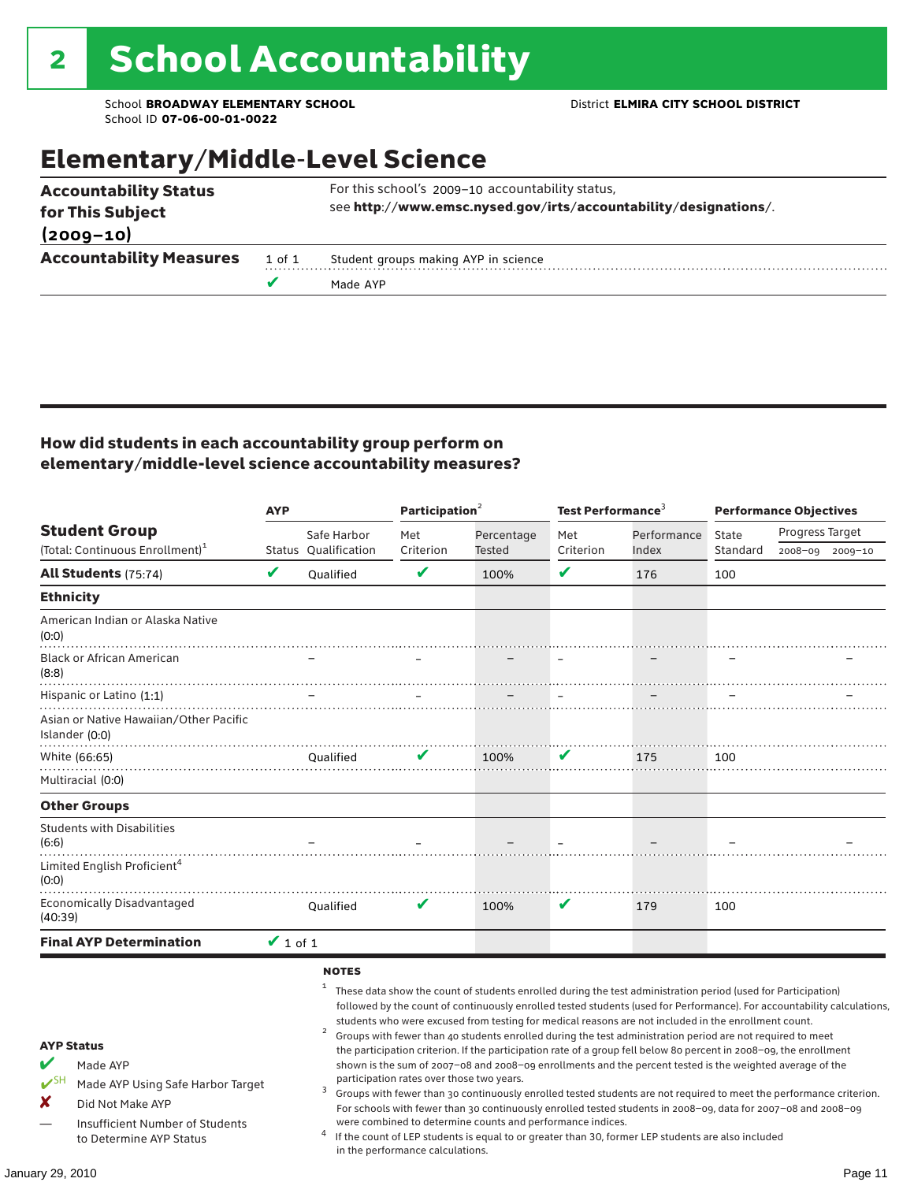# 2 School Accountability

School **BROADWAY ELEMENTARY SCHOOL**
School ID **07-06-00-01-0022**

District **ELMIRA CITY SCHOOL DISTRICT**

## Elementary/Middle-Level Science

| | | |
|---|---|---|
| **Accountability Status for This Subject (2009–10)** | | For this school's 2009–10 accountability status, see **http://www.emsc.nysed.gov/irts/accountability/designations/**. |
| **Accountability Measures** | 1 of 1 | Student groups making AYP in science |
| | ✔ | Made AYP |

### How did students in each accountability group perform on elementary/middle-level science accountability measures?

| Student Group (Total: Continuous Enrollment)[1] | AYP Status | AYP Safe Harbor Qualification | Participation[2] Met Criterion | Participation[2] Percentage Tested | Test Performance[3] Met Criterion | Test Performance[3] Performance Index | Performance Objectives State Standard | Progress Target 2008–09 | Progress Target 2009–10 |
|---|---|---|---|---|---|---|---|---|---|
| **All Students** (75:74) | ✔ | Qualified | ✔ | 100% | ✔ | 176 | 100 | | |
| **Ethnicity** | | | | | | | | | |
| American Indian or Alaska Native (0:0) | | | | | | | | | |
| Black or African American (8:8) | | – | – | – | – | – | – | | – |
| Hispanic or Latino (1:1) | | – | – | – | – | – | – | | – |
| Asian or Native Hawaiian/Other Pacific Islander (0:0) | | | | | | | | | |
| White (66:65) | | Qualified | ✔ | 100% | ✔ | 175 | 100 | | |
| Multiracial (0:0) | | | | | | | | | |
| **Other Groups** | | | | | | | | | |
| Students with Disabilities (6:6) | | – | – | – | – | – | – | | – |
| Limited English Proficient[4] (0:0) | | | | | | | | | |
| Economically Disadvantaged (40:39) | | Qualified | ✔ | 100% | ✔ | 179 | 100 | | |
| **Final AYP Determination** | ✔ 1 of 1 | | | | | | | | |

**AYP Status**

- ✔ Made AYP
- ✔SH Made AYP Using Safe Harbor Target
- ✘ Did Not Make AYP
- — Insufficient Number of Students to Determine AYP Status

**NOTES**

1. These data show the count of students enrolled during the test administration period (used for Participation) followed by the count of continuously enrolled tested students (used for Performance). For accountability calculations, students who were excused from testing for medical reasons are not included in the enrollment count.
2. Groups with fewer than 40 students enrolled during the test administration period are not required to meet the participation criterion. If the participation rate of a group fell below 80 percent in 2008–09, the enrollment shown is the sum of 2007–08 and 2008–09 enrollments and the percent tested is the weighted average of the participation rates over those two years.
3. Groups with fewer than 30 continuously enrolled tested students are not required to meet the performance criterion. For schools with fewer than 30 continuously enrolled tested students in 2008–09, data for 2007–08 and 2008–09 were combined to determine counts and performance indices.
4. If the count of LEP students is equal to or greater than 30, former LEP students are also included in the performance calculations.

January 29, 2010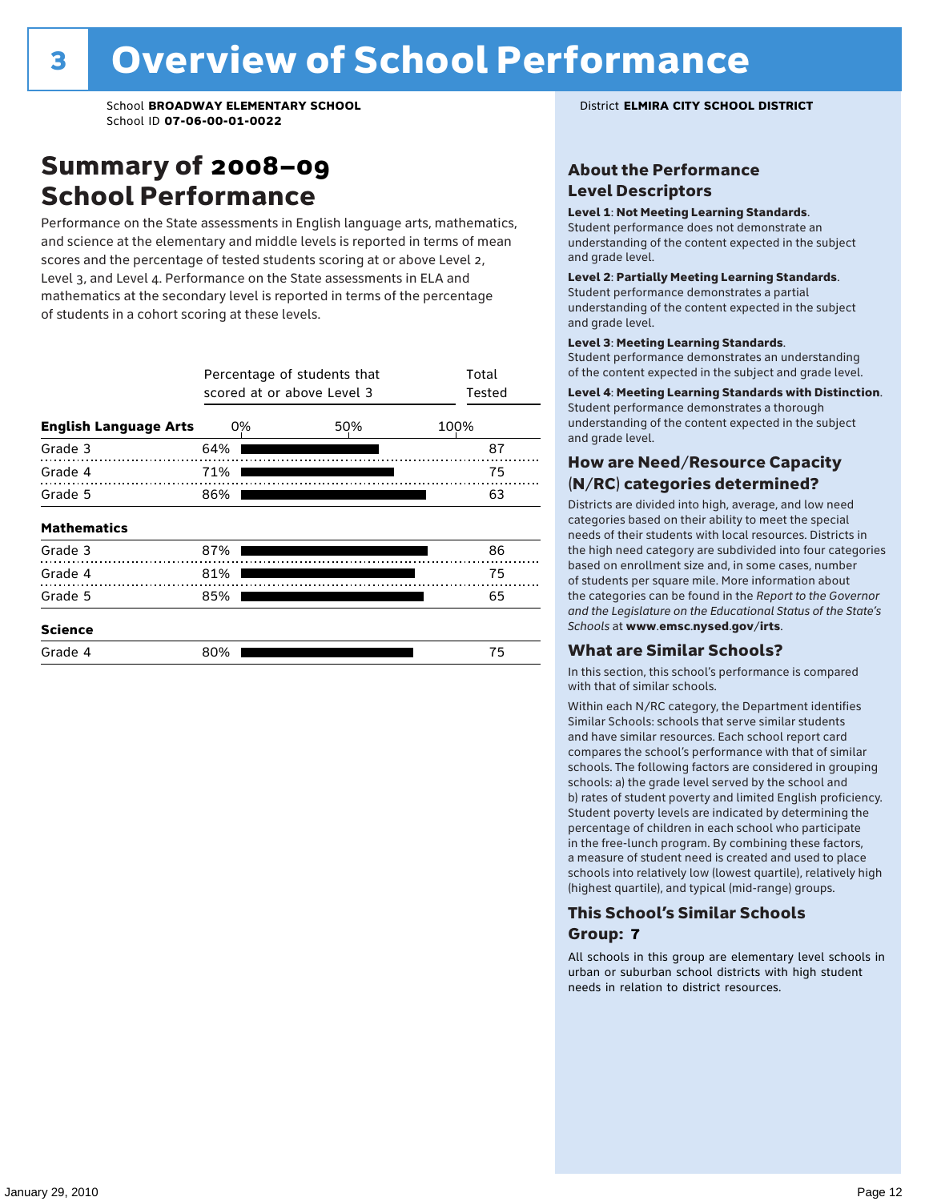# 3 Overview of School Performance

School **BROADWAY ELEMENTARY SCHOOL**
School ID **07-06-00-01-0022**

District **ELMIRA CITY SCHOOL DISTRICT**

## Summary of 2008–09 School Performance

Performance on the State assessments in English language arts, mathematics, and science at the elementary and middle levels is reported in terms of mean scores and the percentage of tested students scoring at or above Level 2, Level 3, and Level 4. Performance on the State assessments in ELA and mathematics at the secondary level is reported in terms of the percentage of students in a cohort scoring at these levels.

| | Percentage of students that scored at or above Level 3 | Total Tested |
|---|---|---|
| **English Language Arts** | | |
| Grade 3 | 64% | 87 |
| Grade 4 | 71% | 75 |
| Grade 5 | 86% | 63 |
| **Mathematics** | | |
| Grade 3 | 87% | 86 |
| Grade 4 | 81% | 75 |
| Grade 5 | 85% | 65 |
| **Science** | | |
| Grade 4 | 80% | 75 |

### About the Performance Level Descriptors

**Level 1: Not Meeting Learning Standards.** Student performance does not demonstrate an understanding of the content expected in the subject and grade level.

**Level 2: Partially Meeting Learning Standards.** Student performance demonstrates a partial understanding of the content expected in the subject and grade level.

**Level 3: Meeting Learning Standards.** Student performance demonstrates an understanding of the content expected in the subject and grade level.

**Level 4: Meeting Learning Standards with Distinction.** Student performance demonstrates a thorough understanding of the content expected in the subject and grade level.

### How are Need/Resource Capacity (N/RC) categories determined?

Districts are divided into high, average, and low need categories based on their ability to meet the special needs of their students with local resources. Districts in the high need category are subdivided into four categories based on enrollment size and, in some cases, number of students per square mile. More information about the categories can be found in the *Report to the Governor and the Legislature on the Educational Status of the State's Schools* at **www.emsc.nysed.gov/irts**.

### What are Similar Schools?

In this section, this school's performance is compared with that of similar schools.

Within each N/RC category, the Department identifies Similar Schools: schools that serve similar students and have similar resources. Each school report card compares the school's performance with that of similar schools. The following factors are considered in grouping schools: a) the grade level served by the school and b) rates of student poverty and limited English proficiency. Student poverty levels are indicated by determining the percentage of children in each school who participate in the free-lunch program. By combining these factors, a measure of student need is created and used to place schools into relatively low (lowest quartile), relatively high (highest quartile), and typical (mid-range) groups.

### This School's Similar Schools Group: 7

All schools in this group are elementary level schools in urban or suburban school districts with high student needs in relation to district resources.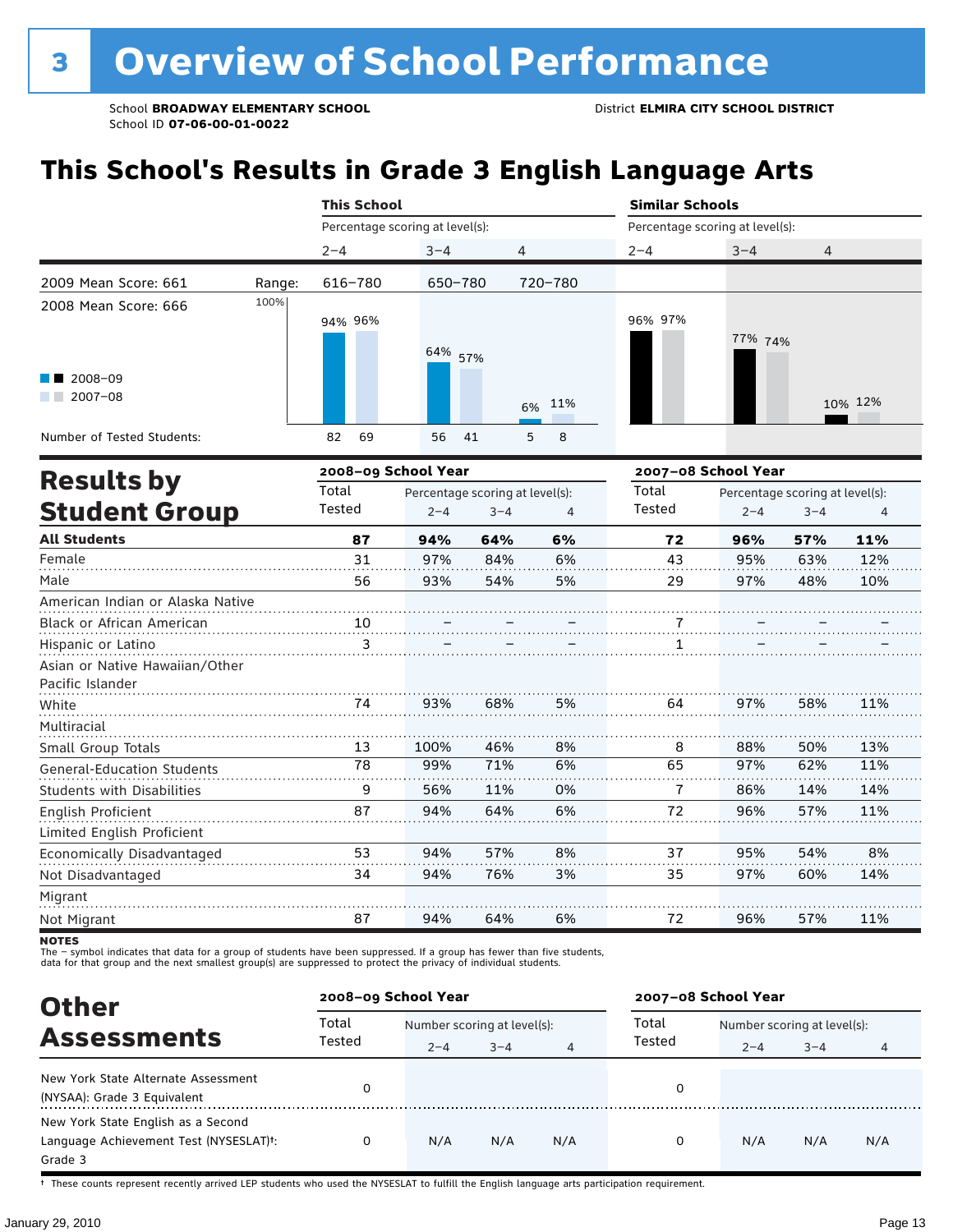# 3 Overview of School Performance

School **BROADWAY ELEMENTARY SCHOOL**
School ID **07-06-00-01-0022**

District **ELMIRA CITY SCHOOL DISTRICT**

## This School's Results in Grade 3 English Language Arts

| | This School | | | Similar Schools | | |
|---|---|---|---|---|---|---|
| | Percentage scoring at level(s): | | | Percentage scoring at level(s): | | |
| | 2–4 | 3–4 | 4 | 2–4 | 3–4 | 4 |
| 2009 Mean Score: 661 — Range: | 616–780 | 650–780 | 720–780 | | | |
| 2008–09 | 94% | 64% | 6% | 96% | 77% | 10% |
| 2007–08 | 96% | 57% | 11% | 97% | 74% | 12% |
| Number of Tested Students (2008–09) | 82 | 56 | 5 | | | |
| Number of Tested Students (2007–08) | 69 | 41 | 8 | | | |

2008 Mean Score: 666

## Results by Student Group

| | 2008–09 School Year | | | | 2007–08 School Year | | | |
|---|---|---|---|---|---|---|---|---|
| | Total Tested | Percentage scoring at level(s): | | | Total Tested | Percentage scoring at level(s): | | |
| | | 2–4 | 3–4 | 4 | | 2–4 | 3–4 | 4 |
| **All Students** | **87** | **94%** | **64%** | **6%** | **72** | **96%** | **57%** | **11%** |
| Female | 31 | 97% | 84% | 6% | 43 | 95% | 63% | 12% |
| Male | 56 | 93% | 54% | 5% | 29 | 97% | 48% | 10% |
| American Indian or Alaska Native | | | | | | | | |
| Black or African American | 10 | – | – | – | 7 | – | – | – |
| Hispanic or Latino | 3 | – | – | – | 1 | – | – | – |
| Asian or Native Hawaiian/Other Pacific Islander | | | | | | | | |
| White | 74 | 93% | 68% | 5% | 64 | 97% | 58% | 11% |
| Multiracial | | | | | | | | |
| Small Group Totals | 13 | 100% | 46% | 8% | 8 | 88% | 50% | 13% |
| General-Education Students | 78 | 99% | 71% | 6% | 65 | 97% | 62% | 11% |
| Students with Disabilities | 9 | 56% | 11% | 0% | 7 | 86% | 14% | 14% |
| English Proficient | 87 | 94% | 64% | 6% | 72 | 96% | 57% | 11% |
| Limited English Proficient | | | | | | | | |
| Economically Disadvantaged | 53 | 94% | 57% | 8% | 37 | 95% | 54% | 8% |
| Not Disadvantaged | 34 | 94% | 76% | 3% | 35 | 97% | 60% | 14% |
| Migrant | | | | | | | | |
| Not Migrant | 87 | 94% | 64% | 6% | 72 | 96% | 57% | 11% |

**NOTES**
The – symbol indicates that data for a group of students have been suppressed. If a group has fewer than five students, data for that group and the next smallest group(s) are suppressed to protect the privacy of individual students.

## Other Assessments

| | 2008–09 School Year | | | | 2007–08 School Year | | | |
|---|---|---|---|---|---|---|---|---|
| | Total Tested | Number scoring at level(s): | | | Total Tested | Number scoring at level(s): | | |
| | | 2–4 | 3–4 | 4 | | 2–4 | 3–4 | 4 |
| New York State Alternate Assessment (NYSAA): Grade 3 Equivalent | 0 | | | | 0 | | | |
| New York State English as a Second Language Achievement Test (NYSESLAT)†: Grade 3 | 0 | N/A | N/A | N/A | 0 | N/A | N/A | N/A |

† These counts represent recently arrived LEP students who used the NYSESLAT to fulfill the English language arts participation requirement.

January 29, 2010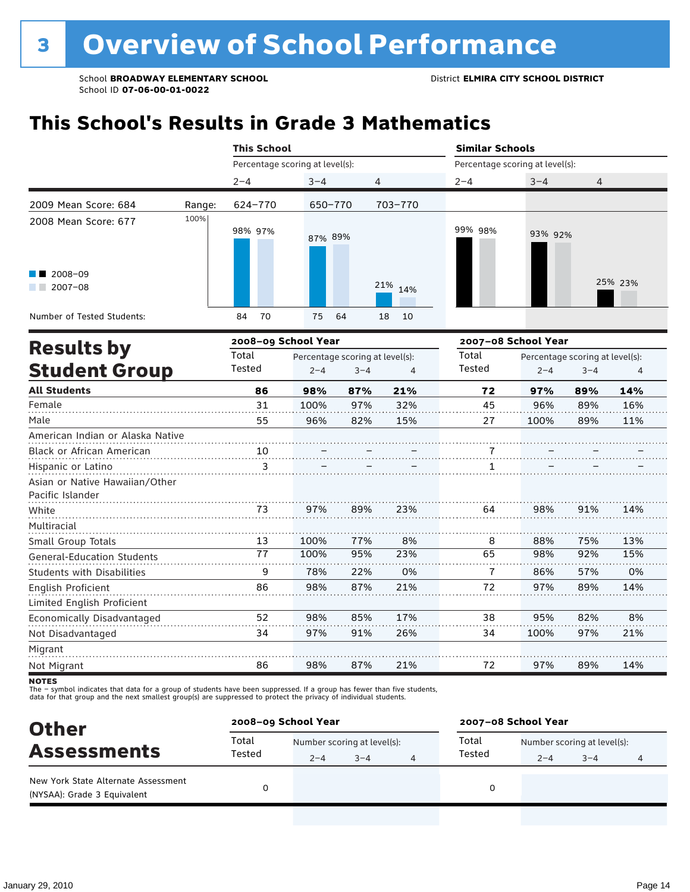# 3 Overview of School Performance

School **BROADWAY ELEMENTARY SCHOOL**
School ID **07-06-00-01-0022**

District **ELMIRA CITY SCHOOL DISTRICT**

## This School's Results in Grade 3 Mathematics

| | | This School | | | Similar Schools | | |
|---|---|---|---|---|---|---|---|
| | | Percentage scoring at level(s): | | | Percentage scoring at level(s): | | |
| | | 2–4 | 3–4 | 4 | 2–4 | 3–4 | 4 |
| 2009 Mean Score: 684 | Range: | 624–770 | 650–770 | 703–770 | | | |
| 2008 Mean Score: 677 | | | | | | | |
| 2008–09 | | 98% | 87% | 21% | 99% | 93% | 25% |
| 2007–08 | | 97% | 89% | 14% | 98% | 92% | 23% |
| Number of Tested Students: 2008–09 | | 84 | 75 | 18 | | | |
| Number of Tested Students: 2007–08 | | 70 | 64 | 10 | | | |

## Results by Student Group

| | 2008–09 School Year | | | | 2007–08 School Year | | | |
|---|---|---|---|---|---|---|---|---|
| | Total Tested | Percentage scoring at level(s): 2–4 | 3–4 | 4 | Total Tested | Percentage scoring at level(s): 2–4 | 3–4 | 4 |
| **All Students** | **86** | **98%** | **87%** | **21%** | **72** | **97%** | **89%** | **14%** |
| Female | 31 | 100% | 97% | 32% | 45 | 96% | 89% | 16% |
| Male | 55 | 96% | 82% | 15% | 27 | 100% | 89% | 11% |
| American Indian or Alaska Native | | | | | | | | |
| Black or African American | 10 | – | – | – | 7 | – | – | – |
| Hispanic or Latino | 3 | – | – | – | 1 | – | – | – |
| Asian or Native Hawaiian/Other Pacific Islander | | | | | | | | |
| White | 73 | 97% | 89% | 23% | 64 | 98% | 91% | 14% |
| Multiracial | | | | | | | | |
| Small Group Totals | 13 | 100% | 77% | 8% | 8 | 88% | 75% | 13% |
| General-Education Students | 77 | 100% | 95% | 23% | 65 | 98% | 92% | 15% |
| Students with Disabilities | 9 | 78% | 22% | 0% | 7 | 86% | 57% | 0% |
| English Proficient | 86 | 98% | 87% | 21% | 72 | 97% | 89% | 14% |
| Limited English Proficient | | | | | | | | |
| Economically Disadvantaged | 52 | 98% | 85% | 17% | 38 | 95% | 82% | 8% |
| Not Disadvantaged | 34 | 97% | 91% | 26% | 34 | 100% | 97% | 21% |
| Migrant | | | | | | | | |
| Not Migrant | 86 | 98% | 87% | 21% | 72 | 97% | 89% | 14% |

**NOTES**

The – symbol indicates that data for a group of students have been suppressed. If a group has fewer than five students, data for that group and the next smallest group(s) are suppressed to protect the privacy of individual students.

## Other Assessments

| | 2008–09 School Year | | | | 2007–08 School Year | | | |
|---|---|---|---|---|---|---|---|---|
| | Total Tested | Number scoring at level(s): 2–4 | 3–4 | 4 | Total Tested | Number scoring at level(s): 2–4 | 3–4 | 4 |
| New York State Alternate Assessment (NYSAA): Grade 3 Equivalent | 0 | | | | 0 | | | |

January 29, 2010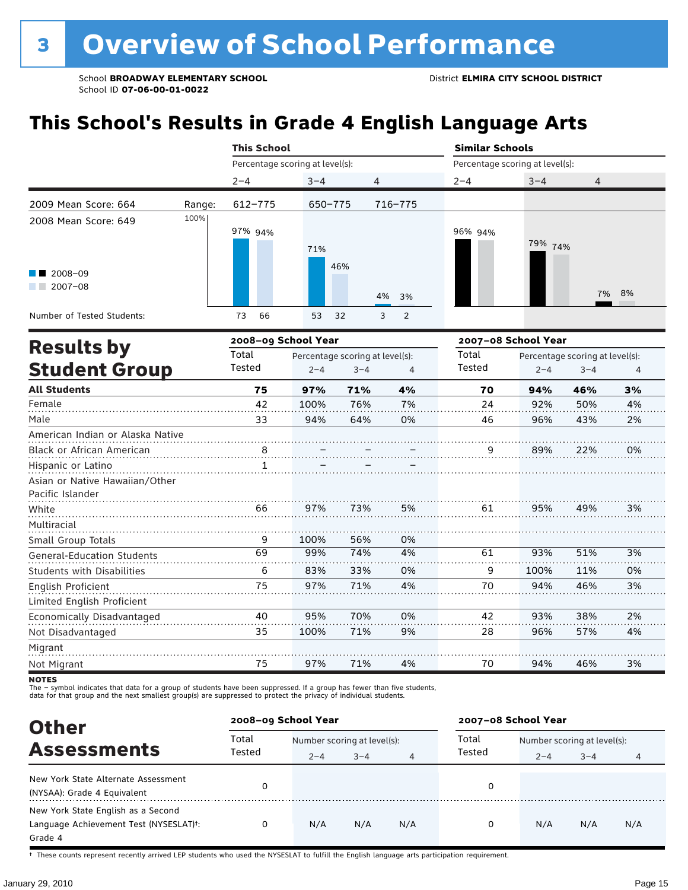# 3 Overview of School Performance

School **BROADWAY ELEMENTARY SCHOOL**
School ID **07-06-00-01-0022**

District **ELMIRA CITY SCHOOL DISTRICT**

## This School's Results in Grade 4 English Language Arts

| | | This School | | | Similar Schools | | |
|---|---|---|---|---|---|---|---|
| | | Percentage scoring at level(s): | | | Percentage scoring at level(s): | | |
| | | 2–4 | 3–4 | 4 | 2–4 | 3–4 | 4 |
| 2009 Mean Score: 664 | Range: | 612–775 | 650–775 | 716–775 | | | |
| 2008 Mean Score: 649 | | | | | | | |
| 2008–09 | | 97% | 71% | 4% | 96% | 79% | 7% |
| 2007–08 | | 94% | 46% | 3% | 94% | 74% | 8% |
| Number of Tested Students: 2008–09 | | 73 | 53 | 3 | | | |
| Number of Tested Students: 2007–08 | | 66 | 32 | 2 | | | |

## Results by Student Group

| | 2008–09 School Year | | | | 2007–08 School Year | | | |
|---|---|---|---|---|---|---|---|---|
| | Total Tested | Percentage scoring at level(s): 2–4 | 3–4 | 4 | Total Tested | Percentage scoring at level(s): 2–4 | 3–4 | 4 |
| **All Students** | **75** | **97%** | **71%** | **4%** | **70** | **94%** | **46%** | **3%** |
| Female | 42 | 100% | 76% | 7% | 24 | 92% | 50% | 4% |
| Male | 33 | 94% | 64% | 0% | 46 | 96% | 43% | 2% |
| American Indian or Alaska Native | | | | | | | | |
| Black or African American | 8 | – | – | – | 9 | 89% | 22% | 0% |
| Hispanic or Latino | 1 | – | – | – | | | | |
| Asian or Native Hawaiian/Other Pacific Islander | | | | | | | | |
| White | 66 | 97% | 73% | 5% | 61 | 95% | 49% | 3% |
| Multiracial | | | | | | | | |
| Small Group Totals | 9 | 100% | 56% | 0% | | | | |
| General-Education Students | 69 | 99% | 74% | 4% | 61 | 93% | 51% | 3% |
| Students with Disabilities | 6 | 83% | 33% | 0% | 9 | 100% | 11% | 0% |
| English Proficient | 75 | 97% | 71% | 4% | 70 | 94% | 46% | 3% |
| Limited English Proficient | | | | | | | | |
| Economically Disadvantaged | 40 | 95% | 70% | 0% | 42 | 93% | 38% | 2% |
| Not Disadvantaged | 35 | 100% | 71% | 9% | 28 | 96% | 57% | 4% |
| Migrant | | | | | | | | |
| Not Migrant | 75 | 97% | 71% | 4% | 70 | 94% | 46% | 3% |

**NOTES**
The – symbol indicates that data for a group of students have been suppressed. If a group has fewer than five students, data for that group and the next smallest group(s) are suppressed to protect the privacy of individual students.

## Other Assessments

| | 2008–09 School Year | | | | 2007–08 School Year | | | |
|---|---|---|---|---|---|---|---|---|
| | Total Tested | Number scoring at level(s): 2–4 | 3–4 | 4 | Total Tested | Number scoring at level(s): 2–4 | 3–4 | 4 |
| New York State Alternate Assessment (NYSAA): Grade 4 Equivalent | 0 | | | | 0 | | | |
| New York State English as a Second Language Achievement Test (NYSESLAT)†: Grade 4 | 0 | N/A | N/A | N/A | 0 | N/A | N/A | N/A |

† These counts represent recently arrived LEP students who used the NYSESLAT to fulfill the English language arts participation requirement.

January 29, 2010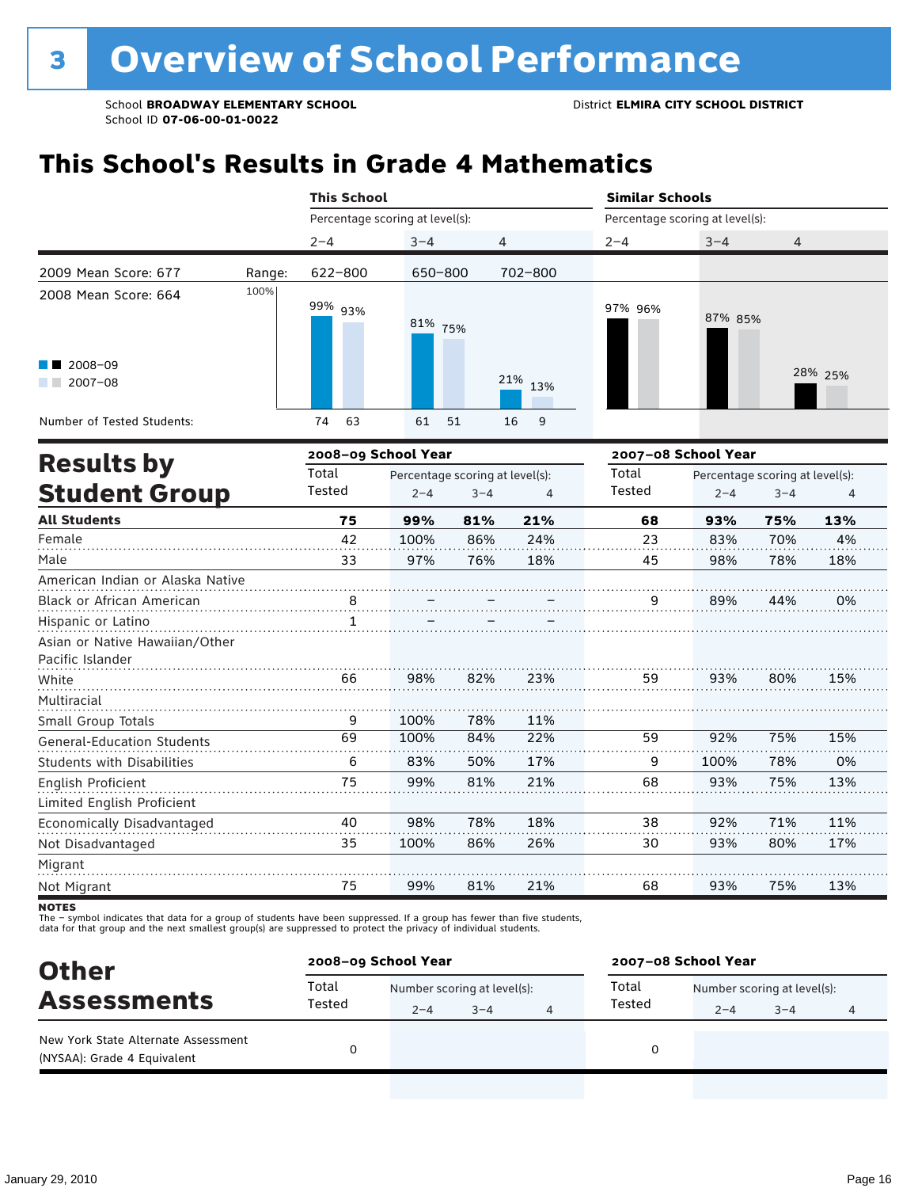# 3 Overview of School Performance

School **BROADWAY ELEMENTARY SCHOOL**
School ID **07-06-00-01-0022**

District **ELMIRA CITY SCHOOL DISTRICT**

## This School's Results in Grade 4 Mathematics

| | | This School | | | Similar Schools | | |
|---|---|---|---|---|---|---|---|
| | | Percentage scoring at level(s): | | | Percentage scoring at level(s): | | |
| | | 2–4 | 3–4 | 4 | 2–4 | 3–4 | 4 |
| 2009 Mean Score: 677 | Range: | 622–800 | 650–800 | 702–800 | | | |
| 2008 Mean Score: 664 | 2008–09 | 99% | 81% | 21% | 97% | 87% | 28% |
| | 2007–08 | 93% | 75% | 13% | 96% | 85% | 25% |
| Number of Tested Students: | 2008–09 | 74 | 61 | 16 | | | |
| | 2007–08 | 63 | 51 | 9 | | | |

## Results by Student Group

| | 2008–09 School Year | | | | 2007–08 School Year | | | |
|---|---|---|---|---|---|---|---|---|
| | Total Tested | Percentage scoring at level(s): 2–4 | 3–4 | 4 | Total Tested | Percentage scoring at level(s): 2–4 | 3–4 | 4 |
| **All Students** | **75** | **99%** | **81%** | **21%** | **68** | **93%** | **75%** | **13%** |
| Female | 42 | 100% | 86% | 24% | 23 | 83% | 70% | 4% |
| Male | 33 | 97% | 76% | 18% | 45 | 98% | 78% | 18% |
| American Indian or Alaska Native | | | | | | | | |
| Black or African American | 8 | – | – | – | 9 | 89% | 44% | 0% |
| Hispanic or Latino | 1 | – | – | – | | | | |
| Asian or Native Hawaiian/Other Pacific Islander | | | | | | | | |
| White | 66 | 98% | 82% | 23% | 59 | 93% | 80% | 15% |
| Multiracial | | | | | | | | |
| Small Group Totals | 9 | 100% | 78% | 11% | | | | |
| General-Education Students | 69 | 100% | 84% | 22% | 59 | 92% | 75% | 15% |
| Students with Disabilities | 6 | 83% | 50% | 17% | 9 | 100% | 78% | 0% |
| English Proficient | 75 | 99% | 81% | 21% | 68 | 93% | 75% | 13% |
| Limited English Proficient | | | | | | | | |
| Economically Disadvantaged | 40 | 98% | 78% | 18% | 38 | 92% | 71% | 11% |
| Not Disadvantaged | 35 | 100% | 86% | 26% | 30 | 93% | 80% | 17% |
| Migrant | | | | | | | | |
| Not Migrant | 75 | 99% | 81% | 21% | 68 | 93% | 75% | 13% |

**NOTES**
The – symbol indicates that data for a group of students have been suppressed. If a group has fewer than five students, data for that group and the next smallest group(s) are suppressed to protect the privacy of individual students.

## Other Assessments

| | 2008–09 School Year | | | | 2007–08 School Year | | | |
|---|---|---|---|---|---|---|---|---|
| | Total Tested | Number scoring at level(s): 2–4 | 3–4 | 4 | Total Tested | Number scoring at level(s): 2–4 | 3–4 | 4 |
| New York State Alternate Assessment (NYSAA): Grade 4 Equivalent | 0 | | | | 0 | | | |

January 29, 2010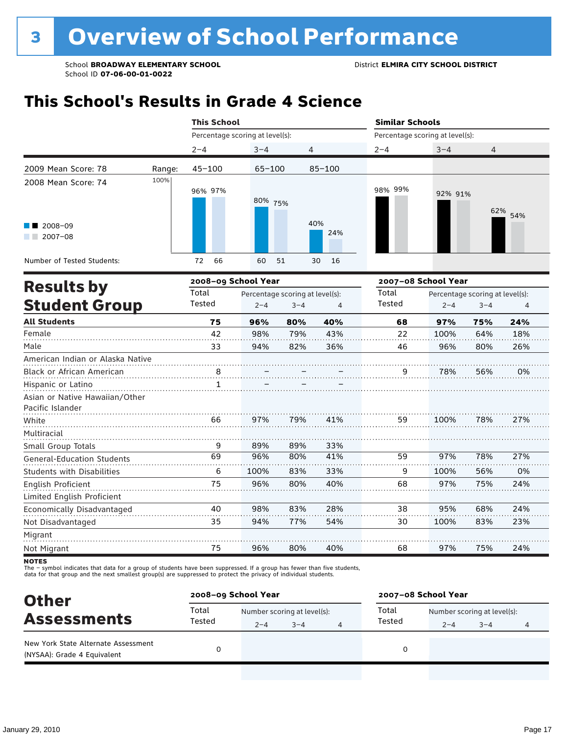# 3 Overview of School Performance

School **BROADWAY ELEMENTARY SCHOOL**
School ID **07-06-00-01-0022**

District **ELMIRA CITY SCHOOL DISTRICT**

## This School's Results in Grade 4 Science

| | This School | | | Similar Schools | | |
|---|---|---|---|---|---|---|
| | Percentage scoring at level(s): | | | Percentage scoring at level(s): | | |
| | 2–4 | 3–4 | 4 | 2–4 | 3–4 | 4 |
| 2009 Mean Score: 78 — Range: | 45–100 | 65–100 | 85–100 | | | |
| 2008 Mean Score: 74 | | | | | | |
| 2008–09 | 96% | 80% | 40% | 98% | 92% | 62% |
| 2007–08 | 97% | 75% | 24% | 99% | 91% | 54% |
| Number of Tested Students: 2008–09 | 72 | 60 | 30 | | | |
| Number of Tested Students: 2007–08 | 66 | 51 | 16 | | | |

## Results by Student Group

| | 2008–09 School Year | | | | 2007–08 School Year | | | |
|---|---|---|---|---|---|---|---|---|
| | Total Tested | Percentage scoring at level(s): 2–4 | 3–4 | 4 | Total Tested | Percentage scoring at level(s): 2–4 | 3–4 | 4 |
| **All Students** | **75** | **96%** | **80%** | **40%** | **68** | **97%** | **75%** | **24%** |
| Female | 42 | 98% | 79% | 43% | 22 | 100% | 64% | 18% |
| Male | 33 | 94% | 82% | 36% | 46 | 96% | 80% | 26% |
| American Indian or Alaska Native | | | | | | | | |
| Black or African American | 8 | – | – | – | 9 | 78% | 56% | 0% |
| Hispanic or Latino | 1 | – | – | – | | | | |
| Asian or Native Hawaiian/Other Pacific Islander | | | | | | | | |
| White | 66 | 97% | 79% | 41% | 59 | 100% | 78% | 27% |
| Multiracial | | | | | | | | |
| Small Group Totals | 9 | 89% | 89% | 33% | | | | |
| General-Education Students | 69 | 96% | 80% | 41% | 59 | 97% | 78% | 27% |
| Students with Disabilities | 6 | 100% | 83% | 33% | 9 | 100% | 56% | 0% |
| English Proficient | 75 | 96% | 80% | 40% | 68 | 97% | 75% | 24% |
| Limited English Proficient | | | | | | | | |
| Economically Disadvantaged | 40 | 98% | 83% | 28% | 38 | 95% | 68% | 24% |
| Not Disadvantaged | 35 | 94% | 77% | 54% | 30 | 100% | 83% | 23% |
| Migrant | | | | | | | | |
| Not Migrant | 75 | 96% | 80% | 40% | 68 | 97% | 75% | 24% |

**NOTES**
The – symbol indicates that data for a group of students have been suppressed. If a group has fewer than five students, data for that group and the next smallest group(s) are suppressed to protect the privacy of individual students.

## Other Assessments

| | 2008–09 School Year | | | | 2007–08 School Year | | | |
|---|---|---|---|---|---|---|---|---|
| | Total Tested | Number scoring at level(s): 2–4 | 3–4 | 4 | Total Tested | Number scoring at level(s): 2–4 | 3–4 | 4 |
| New York State Alternate Assessment (NYSAA): Grade 4 Equivalent | 0 | | | | 0 | | | |

January 29, 2010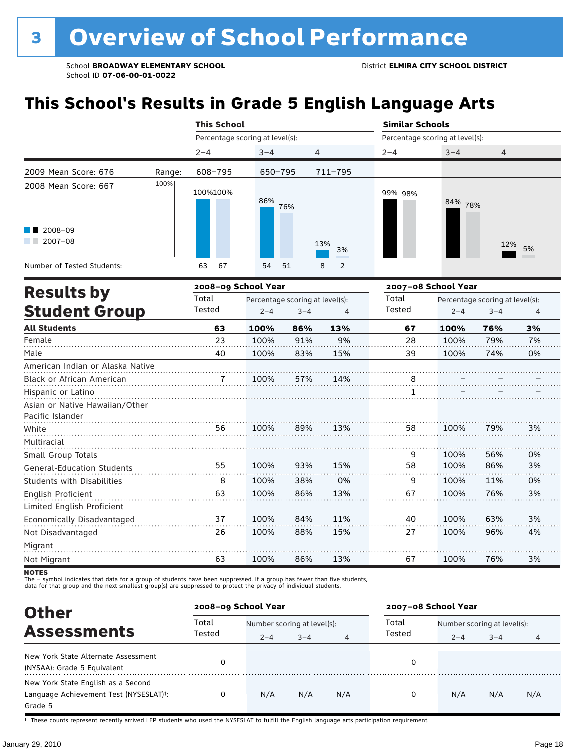# 3 Overview of School Performance

School **BROADWAY ELEMENTARY SCHOOL**
School ID **07-06-00-01-0022**

District **ELMIRA CITY SCHOOL DISTRICT**

## This School's Results in Grade 5 English Language Arts

| | | This School | | | Similar Schools | | |
|---|---|---|---|---|---|---|---|
| | | Percentage scoring at level(s): | | | Percentage scoring at level(s): | | |
| | | 2–4 | 3–4 | 4 | 2–4 | 3–4 | 4 |
| 2009 Mean Score: 676 | Range: | 608–795 | 650–795 | 711–795 | | | |
| 2008 Mean Score: 667 | | | | | | | |
| 2008–09 | | 100% | 86% | 13% | 99% | 84% | 12% |
| 2007–08 | | 100% | 76% | 3% | 98% | 78% | 5% |
| Number of Tested Students: 2008–09 | | 63 | 54 | 8 | | | |
| Number of Tested Students: 2007–08 | | 67 | 51 | 2 | | | |

## Results by Student Group

| | 2008–09 School Year | | | | 2007–08 School Year | | | |
|---|---|---|---|---|---|---|---|---|
| | Total Tested | Percentage scoring at level(s): 2–4 | 3–4 | 4 | Total Tested | Percentage scoring at level(s): 2–4 | 3–4 | 4 |
| **All Students** | **63** | **100%** | **86%** | **13%** | **67** | **100%** | **76%** | **3%** |
| Female | 23 | 100% | 91% | 9% | 28 | 100% | 79% | 7% |
| Male | 40 | 100% | 83% | 15% | 39 | 100% | 74% | 0% |
| American Indian or Alaska Native | | | | | | | | |
| Black or African American | 7 | 100% | 57% | 14% | 8 | – | – | – |
| Hispanic or Latino | | | | | 1 | – | – | – |
| Asian or Native Hawaiian/Other Pacific Islander | | | | | | | | |
| White | 56 | 100% | 89% | 13% | 58 | 100% | 79% | 3% |
| Multiracial | | | | | | | | |
| Small Group Totals | | | | | 9 | 100% | 56% | 0% |
| General-Education Students | 55 | 100% | 93% | 15% | 58 | 100% | 86% | 3% |
| Students with Disabilities | 8 | 100% | 38% | 0% | 9 | 100% | 11% | 0% |
| English Proficient | 63 | 100% | 86% | 13% | 67 | 100% | 76% | 3% |
| Limited English Proficient | | | | | | | | |
| Economically Disadvantaged | 37 | 100% | 84% | 11% | 40 | 100% | 63% | 3% |
| Not Disadvantaged | 26 | 100% | 88% | 15% | 27 | 100% | 96% | 4% |
| Migrant | | | | | | | | |
| Not Migrant | 63 | 100% | 86% | 13% | 67 | 100% | 76% | 3% |

**NOTES**
The – symbol indicates that data for a group of students have been suppressed. If a group has fewer than five students, data for that group and the next smallest group(s) are suppressed to protect the privacy of individual students.

## Other Assessments

| | 2008–09 School Year | | | | 2007–08 School Year | | | |
|---|---|---|---|---|---|---|---|---|
| | Total Tested | Number scoring at level(s): 2–4 | 3–4 | 4 | Total Tested | Number scoring at level(s): 2–4 | 3–4 | 4 |
| New York State Alternate Assessment (NYSAA): Grade 5 Equivalent | 0 | | | | 0 | | | |
| New York State English as a Second Language Achievement Test (NYSESLAT)†: Grade 5 | 0 | N/A | N/A | N/A | 0 | N/A | N/A | N/A |

† These counts represent recently arrived LEP students who used the NYSESLAT to fulfill the English language arts participation requirement.

January 29, 2010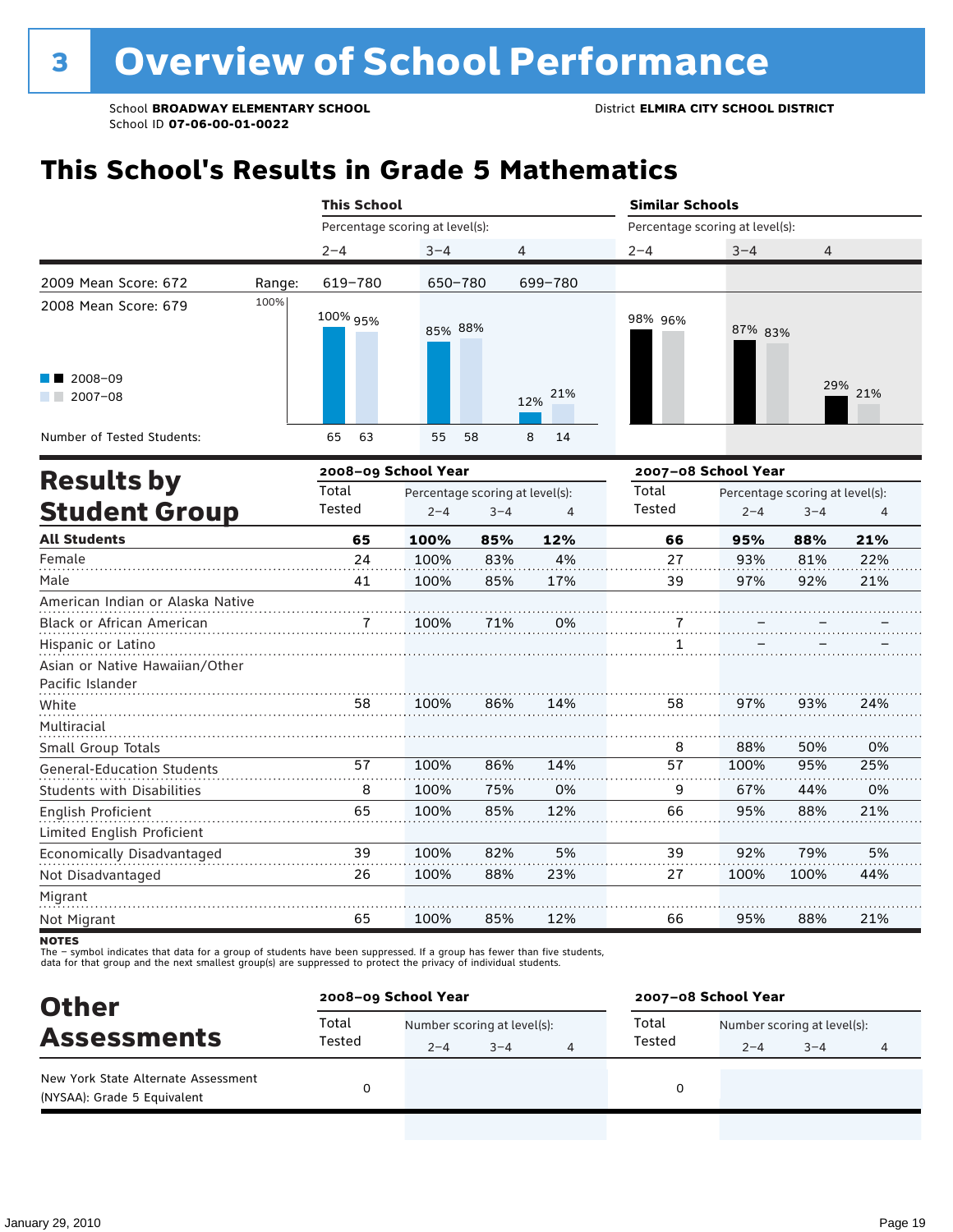# 3 Overview of School Performance

School **BROADWAY ELEMENTARY SCHOOL**
School ID **07-06-00-01-0022**

District **ELMIRA CITY SCHOOL DISTRICT**

## This School's Results in Grade 5 Mathematics

This School — Percentage scoring at level(s):

Similar Schools — Percentage scoring at level(s):

2–4 | 3–4 | 4

2009 Mean Score: 672 — Range: 619–780 | 650–780 | 699–780

2008 Mean Score: 679

100%

2008–09
2007–08

This School: 100% 95% | 85% 88% | 12% 21%

Similar Schools: 98% 96% | 87% 83% | 29% 21%

Number of Tested Students: 65 63 | 55 58 | 8 14

## Results by Student Group

| | 2008–09 School Year | | | | 2007–08 School Year | | | |
|---|---|---|---|---|---|---|---|---|
| | Total Tested | Percentage scoring at level(s): 2–4 | 3–4 | 4 | Total Tested | Percentage scoring at level(s): 2–4 | 3–4 | 4 |
| **All Students** | **65** | **100%** | **85%** | **12%** | **66** | **95%** | **88%** | **21%** |
| Female | 24 | 100% | 83% | 4% | 27 | 93% | 81% | 22% |
| Male | 41 | 100% | 85% | 17% | 39 | 97% | 92% | 21% |
| American Indian or Alaska Native | | | | | | | | |
| Black or African American | 7 | 100% | 71% | 0% | 7 | – | – | – |
| Hispanic or Latino | | | | | 1 | – | – | – |
| Asian or Native Hawaiian/Other Pacific Islander | | | | | | | | |
| White | 58 | 100% | 86% | 14% | 58 | 97% | 93% | 24% |
| Multiracial | | | | | | | | |
| Small Group Totals | | | | | 8 | 88% | 50% | 0% |
| General-Education Students | 57 | 100% | 86% | 14% | 57 | 100% | 95% | 25% |
| Students with Disabilities | 8 | 100% | 75% | 0% | 9 | 67% | 44% | 0% |
| English Proficient | 65 | 100% | 85% | 12% | 66 | 95% | 88% | 21% |
| Limited English Proficient | | | | | | | | |
| Economically Disadvantaged | 39 | 100% | 82% | 5% | 39 | 92% | 79% | 5% |
| Not Disadvantaged | 26 | 100% | 88% | 23% | 27 | 100% | 100% | 44% |
| Migrant | | | | | | | | |
| Not Migrant | 65 | 100% | 85% | 12% | 66 | 95% | 88% | 21% |

**NOTES**
The – symbol indicates that data for a group of students have been suppressed. If a group has fewer than five students, data for that group and the next smallest group(s) are suppressed to protect the privacy of individual students.

## Other Assessments

| | 2008–09 School Year | | | | 2007–08 School Year | | | |
|---|---|---|---|---|---|---|---|---|
| | Total Tested | Number scoring at level(s): 2–4 | 3–4 | 4 | Total Tested | Number scoring at level(s): 2–4 | 3–4 | 4 |
| New York State Alternate Assessment (NYSAA): Grade 5 Equivalent | 0 | | | | 0 | | | |

January 29, 2010